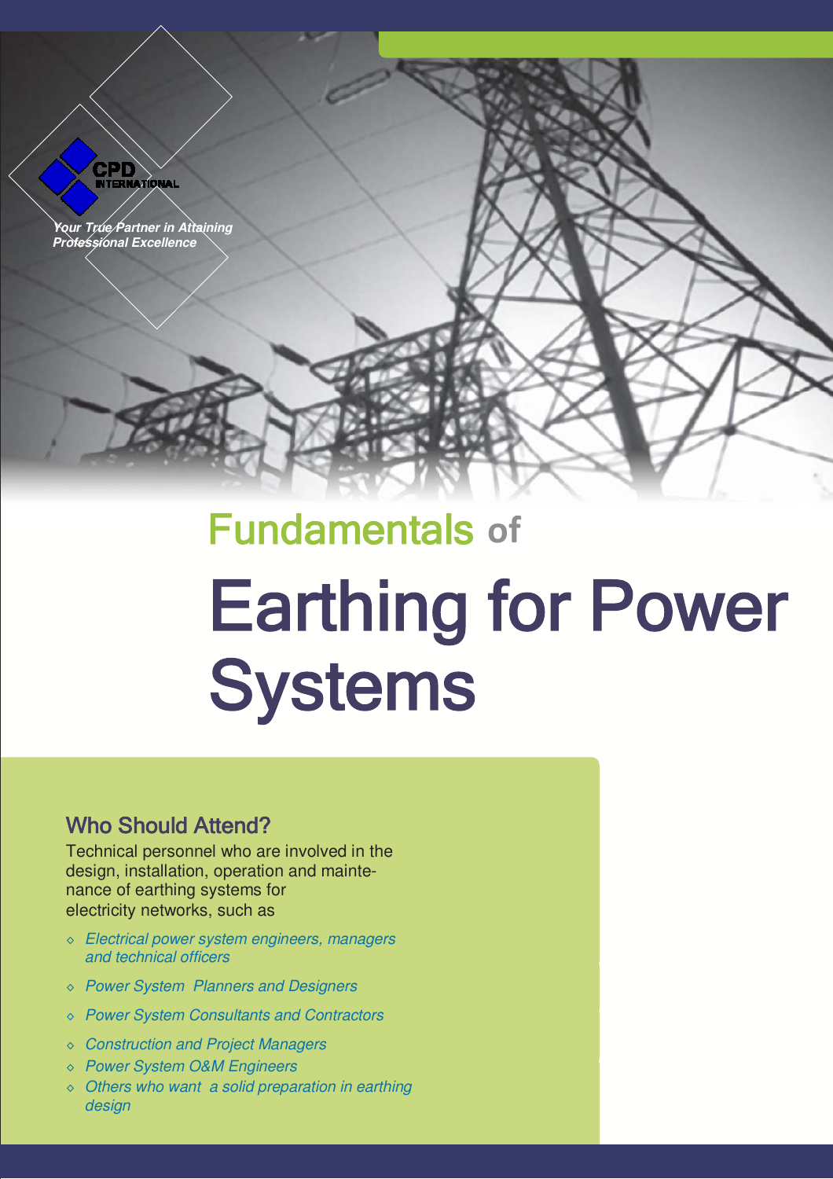CPD INTERNATIONAL

*Your True Partner in Attaining Professional Excellence*

# Fundamentals of Earthing for Power Systems

## Who Should Attend?

Technical personnel who are involved in the design, installation, operation and maintenance of earthing systems for electricity networks, such as

- *Electrical power system engineers, managers and technical officers*
- *Power System Planners and Designers*
- *Power System Consultants and Contractors*
- *Construction and Project Managers*
- *Power System O&M Engineers*
- *Others who want a solid preparation in earthing design*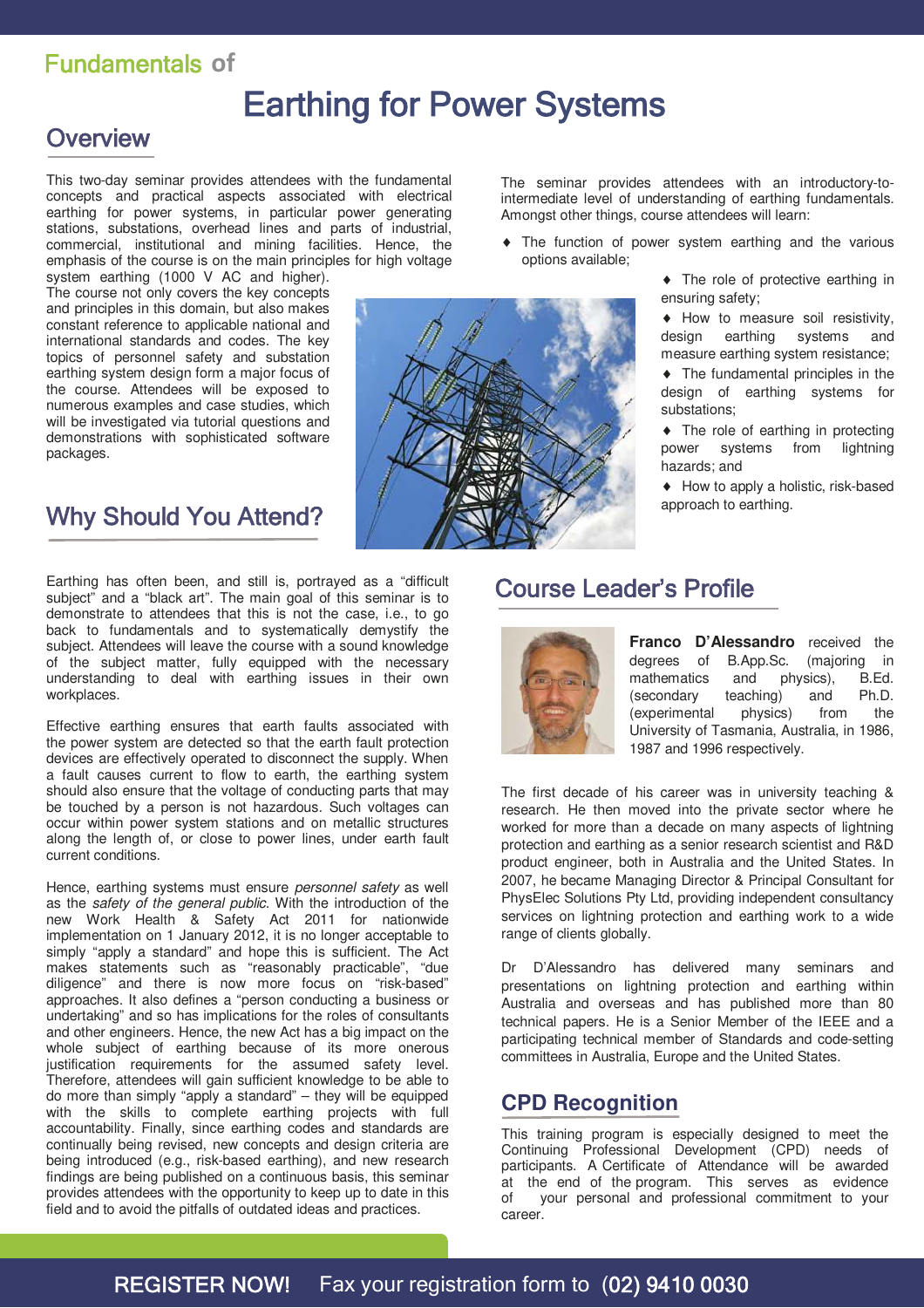# Fundamentals of Earthing for Power Systems

## Overview

This two-day seminar provides attendees with the fundamental concepts and practical aspects associated with electrical earthing for power systems, in particular power generating stations, substations, overhead lines and parts of industrial, commercial, institutional and mining facilities. Hence, the emphasis of the course is on the main principles for high voltage system earthing (1000 V AC and higher). The course not only covers the key concepts and principles in this domain, but also makes constant reference to applicable national and international standards and codes. The key topics of personnel safety and substation earthing system design form a major focus of the course. Attendees will be exposed to numerous examples and case studies, which will be investigated via tutorial questions and demonstrations with sophisticated software packages.

The seminar provides attendees with an introductory-to-intermediate level of understanding of earthing fundamentals. Amongst other things, course attendees will learn:

- The function of power system earthing and the various options available;
- The role of protective earthing in ensuring safety;
- How to measure soil resistivity, design earthing systems and measure earthing system resistance;
- The fundamental principles in the design of earthing systems for substations;
- The role of earthing in protecting power systems from lightning hazards; and
- How to apply a holistic, risk-based approach to earthing.

## Why Should You Attend?

Earthing has often been, and still is, portrayed as a "difficult subject" and a "black art". The main goal of this seminar is to demonstrate to attendees that this is not the case, i.e., to go back to fundamentals and to systematically demystify the subject. Attendees will leave the course with a sound knowledge of the subject matter, fully equipped with the necessary understanding to deal with earthing issues in their own workplaces.

Effective earthing ensures that earth faults associated with the power system are detected so that the earth fault protection devices are effectively operated to disconnect the supply. When a fault causes current to flow to earth, the earthing system should also ensure that the voltage of conducting parts that may be touched by a person is not hazardous. Such voltages can occur within power system stations and on metallic structures along the length of, or close to power lines, under earth fault current conditions.

Hence, earthing systems must ensure *personnel safety* as well as the *safety of the general public*. With the introduction of the new Work Health & Safety Act 2011 for nationwide implementation on 1 January 2012, it is no longer acceptable to simply "apply a standard" and hope this is sufficient. The Act makes statements such as "reasonably practicable", "due diligence" and there is now more focus on "risk-based" approaches. It also defines a "person conducting a business or undertaking" and so has implications for the roles of consultants and other engineers. Hence, the new Act has a big impact on the whole subject of earthing because of its more onerous justification requirements for the assumed safety level. Therefore, attendees will gain sufficient knowledge to be able to do more than simply "apply a standard" – they will be equipped with the skills to complete earthing projects with full accountability. Finally, since earthing codes and standards are continually being revised, new concepts and design criteria are being introduced (e.g., risk-based earthing), and new research findings are being published on a continuous basis, this seminar provides attendees with the opportunity to keep up to date in this field and to avoid the pitfalls of outdated ideas and practices.

## Course Leader's Profile

**Franco D'Alessandro** received the degrees of B.App.Sc. (majoring in mathematics and physics), B.Ed. (secondary teaching) and Ph.D. (experimental physics) from the University of Tasmania, Australia, in 1986, 1987 and 1996 respectively.

The first decade of his career was in university teaching & research. He then moved into the private sector where he worked for more than a decade on many aspects of lightning protection and earthing as a senior research scientist and R&D product engineer, both in Australia and the United States. In 2007, he became Managing Director & Principal Consultant for PhysElec Solutions Pty Ltd, providing independent consultancy services on lightning protection and earthing work to a wide range of clients globally.

Dr D'Alessandro has delivered many seminars and presentations on lightning protection and earthing within Australia and overseas and has published more than 80 technical papers. He is a Senior Member of the IEEE and a participating technical member of Standards and code-setting committees in Australia, Europe and the United States.

## CPD Recognition

This training program is especially designed to meet the Continuing Professional Development (CPD) needs of participants. A Certificate of Attendance will be awarded at the end of the program. This serves as evidence of your personal and professional commitment to your career.

**REGISTER NOW!** Fax your registration form to (02) 9410 0030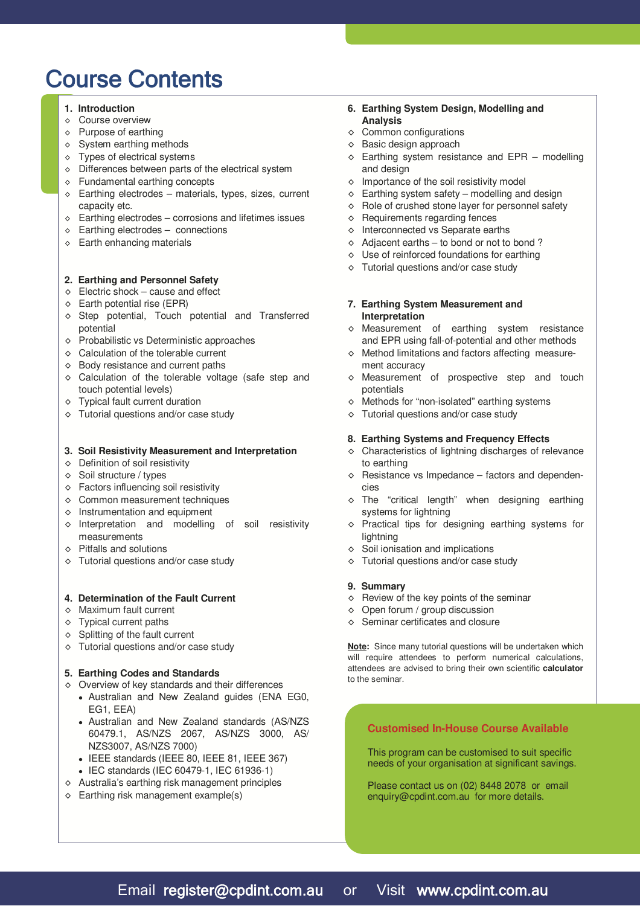# Course Contents

**1. Introduction**

- Course overview
- Purpose of earthing
- System earthing methods
- Types of electrical systems
- Differences between parts of the electrical system
- Fundamental earthing concepts
- Earthing electrodes – materials, types, sizes, current capacity etc.
- Earthing electrodes – corrosions and lifetimes issues
- Earthing electrodes – connections
- Earth enhancing materials

**2. Earthing and Personnel Safety**

- Electric shock – cause and effect
- Earth potential rise (EPR)
- Step potential, Touch potential and Transferred potential
- Probabilistic vs Deterministic approaches
- Calculation of the tolerable current
- Body resistance and current paths
- Calculation of the tolerable voltage (safe step and touch potential levels)
- Typical fault current duration
- Tutorial questions and/or case study

**3. Soil Resistivity Measurement and Interpretation**

- Definition of soil resistivity
- Soil structure / types
- Factors influencing soil resistivity
- Common measurement techniques
- Instrumentation and equipment
- Interpretation and modelling of soil resistivity measurements
- Pitfalls and solutions
- Tutorial questions and/or case study

**4. Determination of the Fault Current**

- Maximum fault current
- Typical current paths
- Splitting of the fault current
- Tutorial questions and/or case study

**5. Earthing Codes and Standards**

- Overview of key standards and their differences
  - Australian and New Zealand guides (ENA EG0, EG1, EEA)
  - Australian and New Zealand standards (AS/NZS 60479.1, AS/NZS 2067, AS/NZS 3000, AS/NZS3007, AS/NZS 7000)
  - IEEE standards (IEEE 80, IEEE 81, IEEE 367)
  - IEC standards (IEC 60479-1, IEC 61936-1)
- Australia's earthing risk management principles
- Earthing risk management example(s)

**6. Earthing System Design, Modelling and Analysis**

- Common configurations
- Basic design approach
- Earthing system resistance and EPR – modelling and design
- Importance of the soil resistivity model
- Earthing system safety – modelling and design
- Role of crushed stone layer for personnel safety
- Requirements regarding fences
- Interconnected vs Separate earths
- Adjacent earths – to bond or not to bond ?
- Use of reinforced foundations for earthing
- Tutorial questions and/or case study

**7. Earthing System Measurement and Interpretation**

- Measurement of earthing system resistance and EPR using fall-of-potential and other methods
- Method limitations and factors affecting measurement accuracy
- Measurement of prospective step and touch potentials
- Methods for "non-isolated" earthing systems
- Tutorial questions and/or case study

**8. Earthing Systems and Frequency Effects**

- Characteristics of lightning discharges of relevance to earthing
- Resistance vs Impedance – factors and dependencies
- The "critical length" when designing earthing systems for lightning
- Practical tips for designing earthing systems for lightning
- Soil ionisation and implications
- Tutorial questions and/or case study

**9. Summary**

- Review of the key points of the seminar
- Open forum / group discussion
- Seminar certificates and closure

**Note:** Since many tutorial questions will be undertaken which will require attendees to perform numerical calculations, attendees are advised to bring their own scientific **calculator** to the seminar.

**Customised In-House Course Available**

This program can be customised to suit specific needs of your organisation at significant savings.

Please contact us on (02) 8448 2078 or email enquiry@cpdint.com.au for more details.

Email **register@cpdint.com.au** or Visit **www.cpdint.com.au**